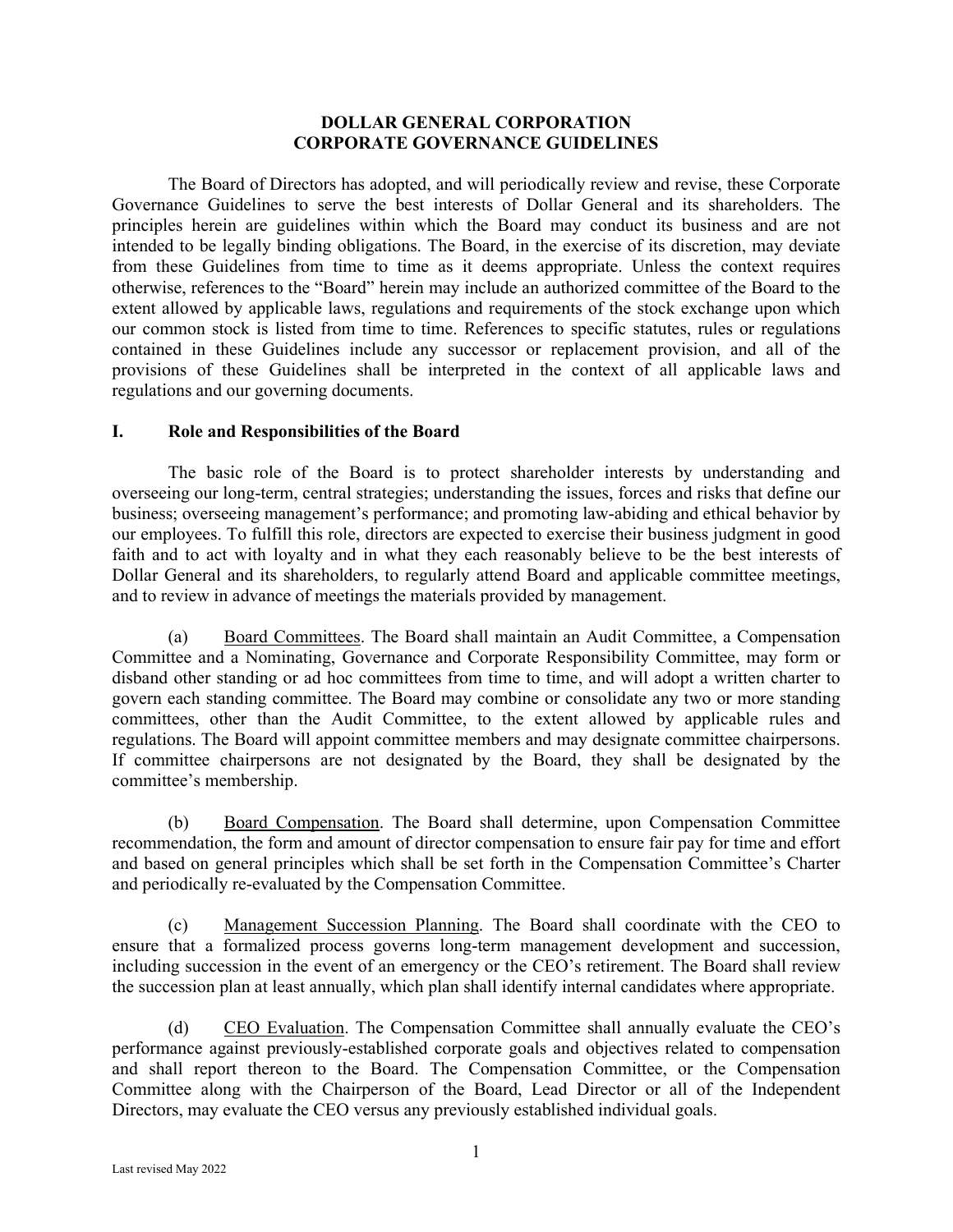# DOLLAR GENERAL CORPORATION
# CORPORATE GOVERNANCE GUIDELINES

The Board of Directors has adopted, and will periodically review and revise, these Corporate Governance Guidelines to serve the best interests of Dollar General and its shareholders. The principles herein are guidelines within which the Board may conduct its business and are not intended to be legally binding obligations. The Board, in the exercise of its discretion, may deviate from these Guidelines from time to time as it deems appropriate. Unless the context requires otherwise, references to the "Board" herein may include an authorized committee of the Board to the extent allowed by applicable laws, regulations and requirements of the stock exchange upon which our common stock is listed from time to time. References to specific statutes, rules or regulations contained in these Guidelines include any successor or replacement provision, and all of the provisions of these Guidelines shall be interpreted in the context of all applicable laws and regulations and our governing documents.

## I. Role and Responsibilities of the Board

The basic role of the Board is to protect shareholder interests by understanding and overseeing our long-term, central strategies; understanding the issues, forces and risks that define our business; overseeing management's performance; and promoting law-abiding and ethical behavior by our employees. To fulfill this role, directors are expected to exercise their business judgment in good faith and to act with loyalty and in what they each reasonably believe to be the best interests of Dollar General and its shareholders, to regularly attend Board and applicable committee meetings, and to review in advance of meetings the materials provided by management.

(a) Board Committees. The Board shall maintain an Audit Committee, a Compensation Committee and a Nominating, Governance and Corporate Responsibility Committee, may form or disband other standing or ad hoc committees from time to time, and will adopt a written charter to govern each standing committee. The Board may combine or consolidate any two or more standing committees, other than the Audit Committee, to the extent allowed by applicable rules and regulations. The Board will appoint committee members and may designate committee chairpersons. If committee chairpersons are not designated by the Board, they shall be designated by the committee's membership.

(b) Board Compensation. The Board shall determine, upon Compensation Committee recommendation, the form and amount of director compensation to ensure fair pay for time and effort and based on general principles which shall be set forth in the Compensation Committee's Charter and periodically re-evaluated by the Compensation Committee.

(c) Management Succession Planning. The Board shall coordinate with the CEO to ensure that a formalized process governs long-term management development and succession, including succession in the event of an emergency or the CEO's retirement. The Board shall review the succession plan at least annually, which plan shall identify internal candidates where appropriate.

(d) CEO Evaluation. The Compensation Committee shall annually evaluate the CEO's performance against previously-established corporate goals and objectives related to compensation and shall report thereon to the Board. The Compensation Committee, or the Compensation Committee along with the Chairperson of the Board, Lead Director or all of the Independent Directors, may evaluate the CEO versus any previously established individual goals.

Last revised May 2022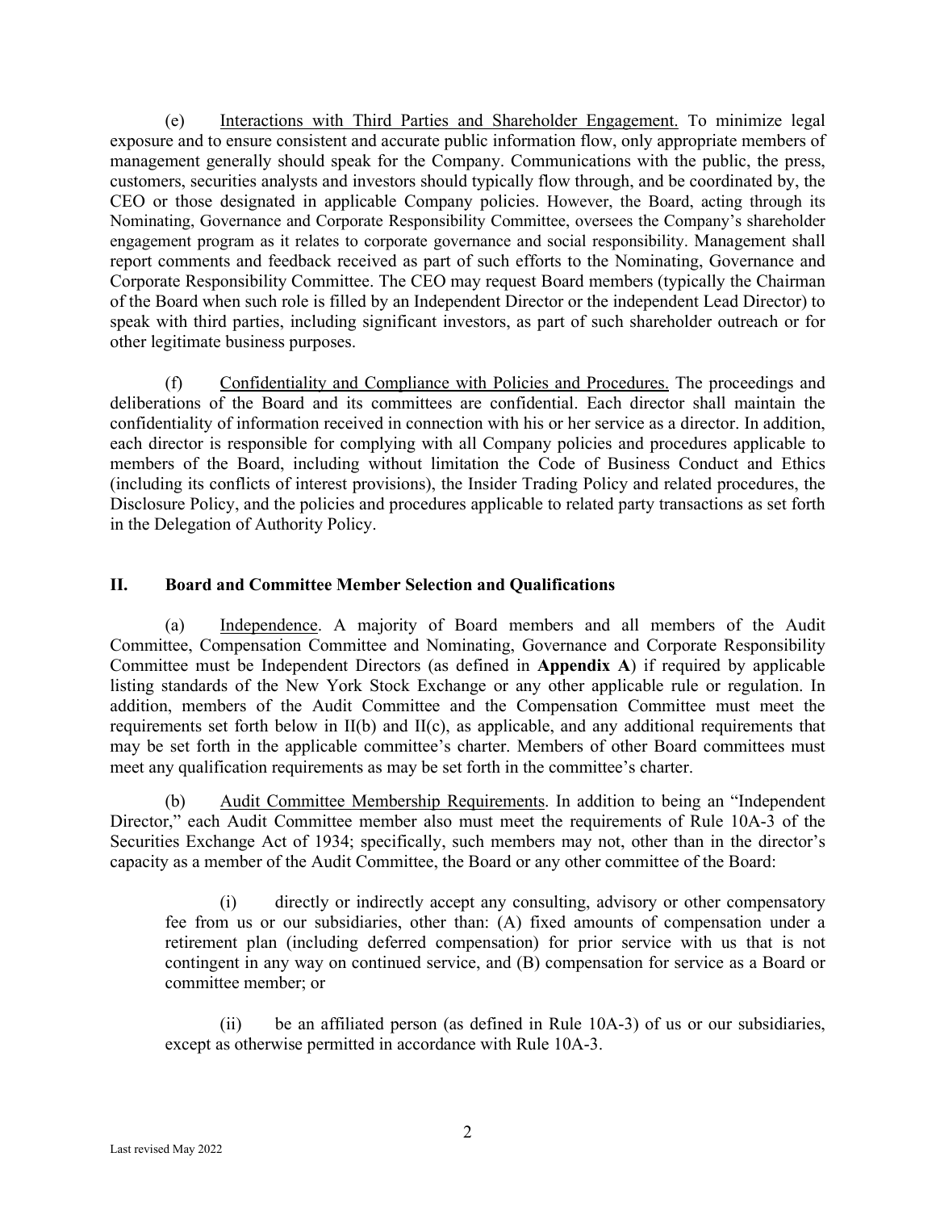(e) Interactions with Third Parties and Shareholder Engagement. To minimize legal exposure and to ensure consistent and accurate public information flow, only appropriate members of management generally should speak for the Company. Communications with the public, the press, customers, securities analysts and investors should typically flow through, and be coordinated by, the CEO or those designated in applicable Company policies. However, the Board, acting through its Nominating, Governance and Corporate Responsibility Committee, oversees the Company's shareholder engagement program as it relates to corporate governance and social responsibility. Management shall report comments and feedback received as part of such efforts to the Nominating, Governance and Corporate Responsibility Committee. The CEO may request Board members (typically the Chairman of the Board when such role is filled by an Independent Director or the independent Lead Director) to speak with third parties, including significant investors, as part of such shareholder outreach or for other legitimate business purposes.

(f) Confidentiality and Compliance with Policies and Procedures. The proceedings and deliberations of the Board and its committees are confidential. Each director shall maintain the confidentiality of information received in connection with his or her service as a director. In addition, each director is responsible for complying with all Company policies and procedures applicable to members of the Board, including without limitation the Code of Business Conduct and Ethics (including its conflicts of interest provisions), the Insider Trading Policy and related procedures, the Disclosure Policy, and the policies and procedures applicable to related party transactions as set forth in the Delegation of Authority Policy.

## II. Board and Committee Member Selection and Qualifications

(a) Independence. A majority of Board members and all members of the Audit Committee, Compensation Committee and Nominating, Governance and Corporate Responsibility Committee must be Independent Directors (as defined in **Appendix A**) if required by applicable listing standards of the New York Stock Exchange or any other applicable rule or regulation. In addition, members of the Audit Committee and the Compensation Committee must meet the requirements set forth below in II(b) and II(c), as applicable, and any additional requirements that may be set forth in the applicable committee's charter. Members of other Board committees must meet any qualification requirements as may be set forth in the committee's charter.

(b) Audit Committee Membership Requirements. In addition to being an "Independent Director," each Audit Committee member also must meet the requirements of Rule 10A-3 of the Securities Exchange Act of 1934; specifically, such members may not, other than in the director's capacity as a member of the Audit Committee, the Board or any other committee of the Board:

(i) directly or indirectly accept any consulting, advisory or other compensatory fee from us or our subsidiaries, other than: (A) fixed amounts of compensation under a retirement plan (including deferred compensation) for prior service with us that is not contingent in any way on continued service, and (B) compensation for service as a Board or committee member; or

(ii) be an affiliated person (as defined in Rule 10A-3) of us or our subsidiaries, except as otherwise permitted in accordance with Rule 10A-3.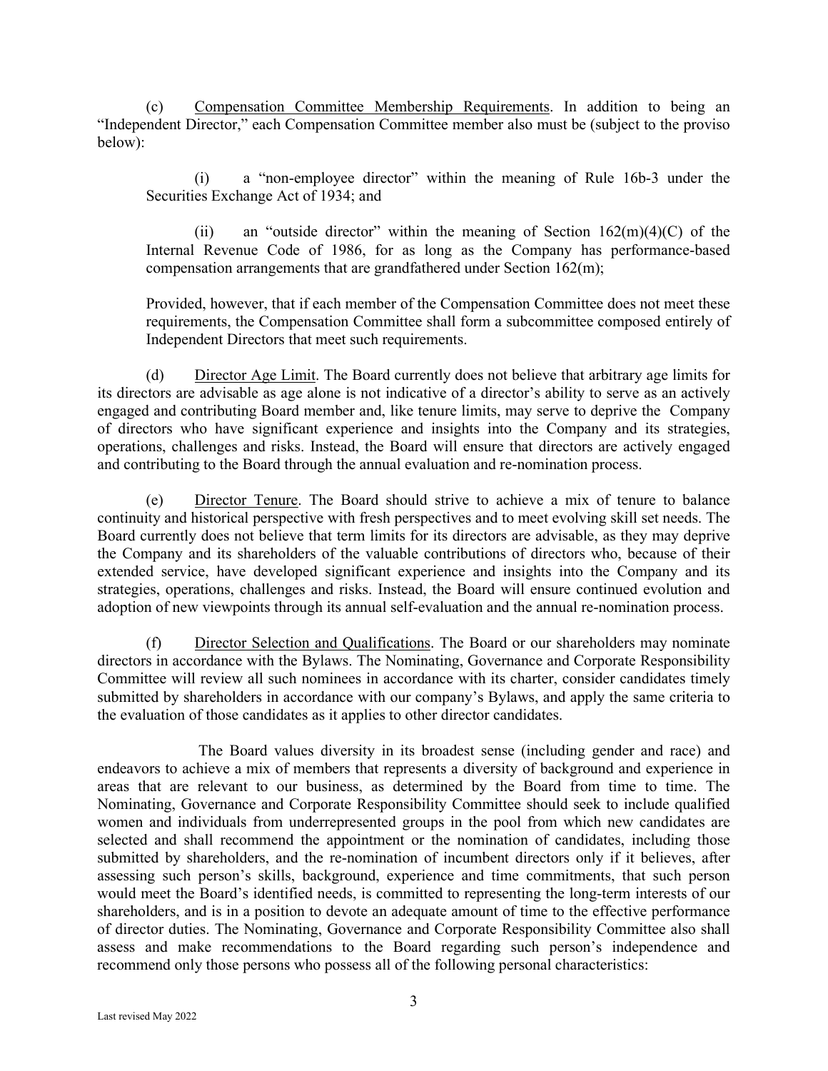(c) Compensation Committee Membership Requirements. In addition to being an "Independent Director," each Compensation Committee member also must be (subject to the proviso below):

> (i) a "non-employee director" within the meaning of Rule 16b-3 under the Securities Exchange Act of 1934; and
>
> (ii) an "outside director" within the meaning of Section 162(m)(4)(C) of the Internal Revenue Code of 1986, for as long as the Company has performance-based compensation arrangements that are grandfathered under Section 162(m);
>
> Provided, however, that if each member of the Compensation Committee does not meet these requirements, the Compensation Committee shall form a subcommittee composed entirely of Independent Directors that meet such requirements.

(d) Director Age Limit. The Board currently does not believe that arbitrary age limits for its directors are advisable as age alone is not indicative of a director's ability to serve as an actively engaged and contributing Board member and, like tenure limits, may serve to deprive the Company of directors who have significant experience and insights into the Company and its strategies, operations, challenges and risks. Instead, the Board will ensure that directors are actively engaged and contributing to the Board through the annual evaluation and re-nomination process.

(e) Director Tenure. The Board should strive to achieve a mix of tenure to balance continuity and historical perspective with fresh perspectives and to meet evolving skill set needs. The Board currently does not believe that term limits for its directors are advisable, as they may deprive the Company and its shareholders of the valuable contributions of directors who, because of their extended service, have developed significant experience and insights into the Company and its strategies, operations, challenges and risks. Instead, the Board will ensure continued evolution and adoption of new viewpoints through its annual self-evaluation and the annual re-nomination process.

(f) Director Selection and Qualifications. The Board or our shareholders may nominate directors in accordance with the Bylaws. The Nominating, Governance and Corporate Responsibility Committee will review all such nominees in accordance with its charter, consider candidates timely submitted by shareholders in accordance with our company's Bylaws, and apply the same criteria to the evaluation of those candidates as it applies to other director candidates.

The Board values diversity in its broadest sense (including gender and race) and endeavors to achieve a mix of members that represents a diversity of background and experience in areas that are relevant to our business, as determined by the Board from time to time. The Nominating, Governance and Corporate Responsibility Committee should seek to include qualified women and individuals from underrepresented groups in the pool from which new candidates are selected and shall recommend the appointment or the nomination of candidates, including those submitted by shareholders, and the re-nomination of incumbent directors only if it believes, after assessing such person's skills, background, experience and time commitments, that such person would meet the Board's identified needs, is committed to representing the long-term interests of our shareholders, and is in a position to devote an adequate amount of time to the effective performance of director duties. The Nominating, Governance and Corporate Responsibility Committee also shall assess and make recommendations to the Board regarding such person's independence and recommend only those persons who possess all of the following personal characteristics: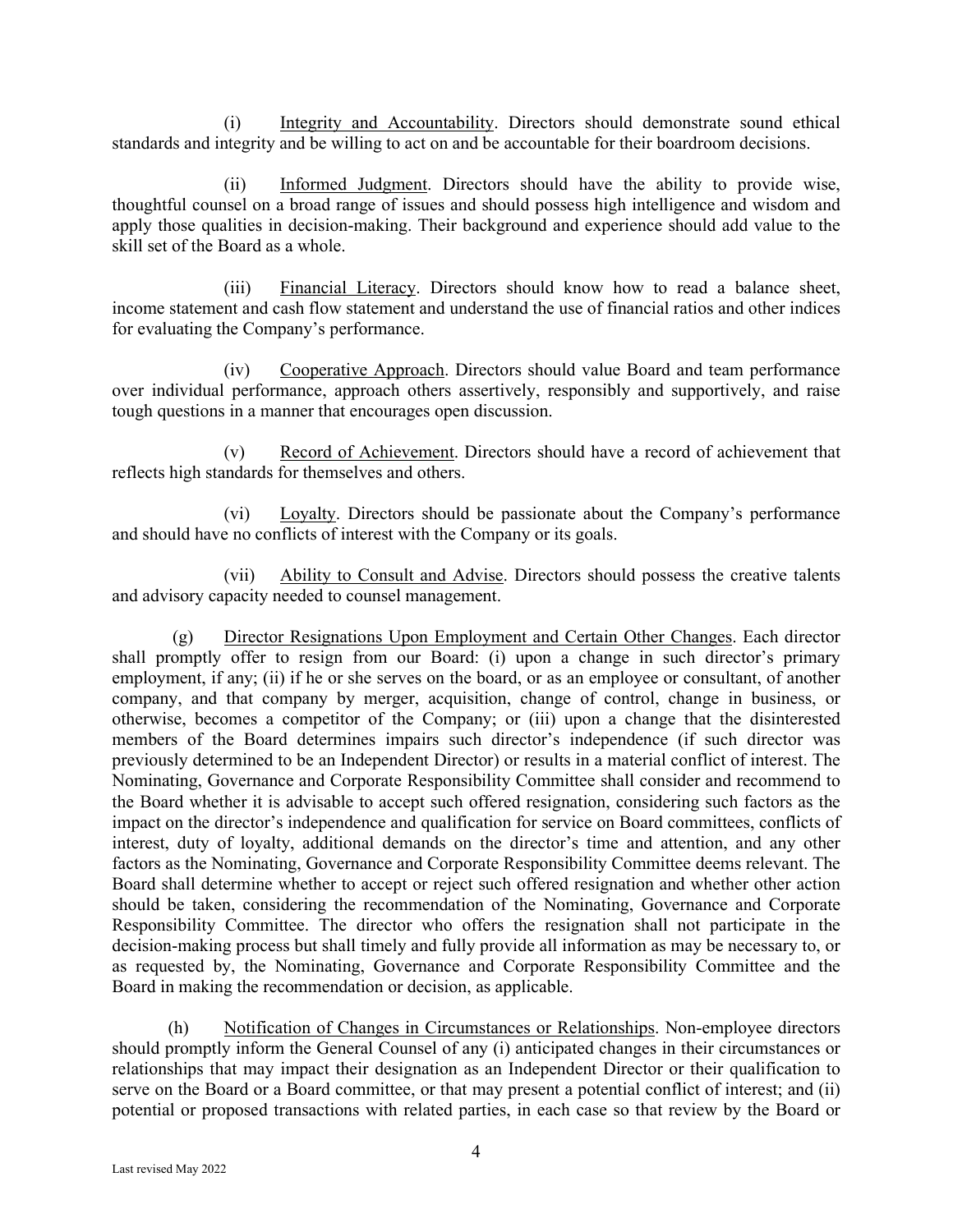(i) Integrity and Accountability. Directors should demonstrate sound ethical standards and integrity and be willing to act on and be accountable for their boardroom decisions.

(ii) Informed Judgment. Directors should have the ability to provide wise, thoughtful counsel on a broad range of issues and should possess high intelligence and wisdom and apply those qualities in decision-making. Their background and experience should add value to the skill set of the Board as a whole.

(iii) Financial Literacy. Directors should know how to read a balance sheet, income statement and cash flow statement and understand the use of financial ratios and other indices for evaluating the Company's performance.

(iv) Cooperative Approach. Directors should value Board and team performance over individual performance, approach others assertively, responsibly and supportively, and raise tough questions in a manner that encourages open discussion.

(v) Record of Achievement. Directors should have a record of achievement that reflects high standards for themselves and others.

(vi) Loyalty. Directors should be passionate about the Company's performance and should have no conflicts of interest with the Company or its goals.

(vii) Ability to Consult and Advise. Directors should possess the creative talents and advisory capacity needed to counsel management.

(g) Director Resignations Upon Employment and Certain Other Changes. Each director shall promptly offer to resign from our Board: (i) upon a change in such director's primary employment, if any; (ii) if he or she serves on the board, or as an employee or consultant, of another company, and that company by merger, acquisition, change of control, change in business, or otherwise, becomes a competitor of the Company; or (iii) upon a change that the disinterested members of the Board determines impairs such director's independence (if such director was previously determined to be an Independent Director) or results in a material conflict of interest. The Nominating, Governance and Corporate Responsibility Committee shall consider and recommend to the Board whether it is advisable to accept such offered resignation, considering such factors as the impact on the director's independence and qualification for service on Board committees, conflicts of interest, duty of loyalty, additional demands on the director's time and attention, and any other factors as the Nominating, Governance and Corporate Responsibility Committee deems relevant. The Board shall determine whether to accept or reject such offered resignation and whether other action should be taken, considering the recommendation of the Nominating, Governance and Corporate Responsibility Committee. The director who offers the resignation shall not participate in the decision-making process but shall timely and fully provide all information as may be necessary to, or as requested by, the Nominating, Governance and Corporate Responsibility Committee and the Board in making the recommendation or decision, as applicable.

(h) Notification of Changes in Circumstances or Relationships. Non-employee directors should promptly inform the General Counsel of any (i) anticipated changes in their circumstances or relationships that may impact their designation as an Independent Director or their qualification to serve on the Board or a Board committee, or that may present a potential conflict of interest; and (ii) potential or proposed transactions with related parties, in each case so that review by the Board or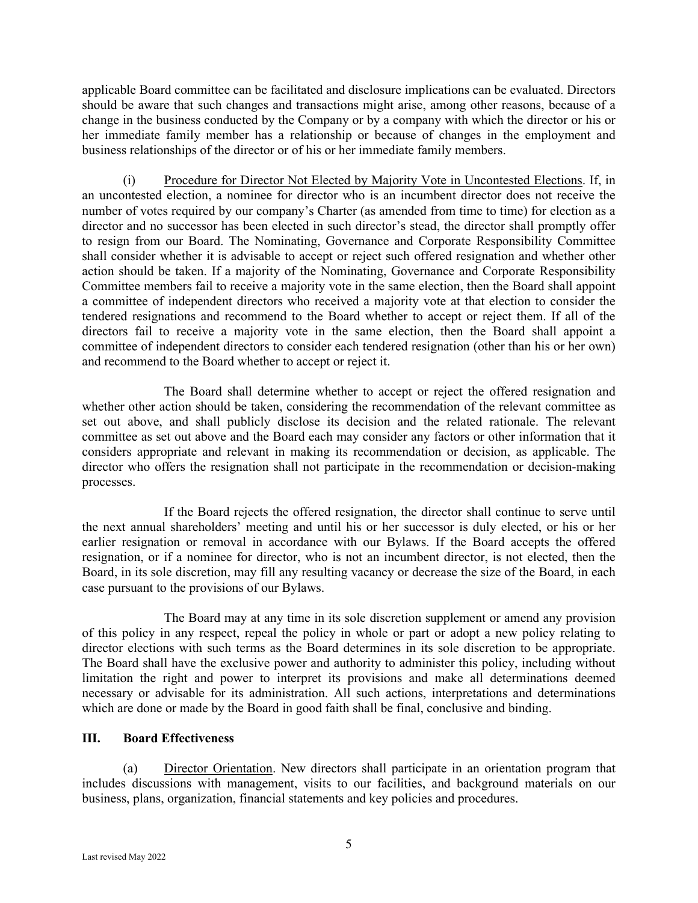applicable Board committee can be facilitated and disclosure implications can be evaluated. Directors should be aware that such changes and transactions might arise, among other reasons, because of a change in the business conducted by the Company or by a company with which the director or his or her immediate family member has a relationship or because of changes in the employment and business relationships of the director or of his or her immediate family members.

(i) Procedure for Director Not Elected by Majority Vote in Uncontested Elections. If, in an uncontested election, a nominee for director who is an incumbent director does not receive the number of votes required by our company's Charter (as amended from time to time) for election as a director and no successor has been elected in such director's stead, the director shall promptly offer to resign from our Board. The Nominating, Governance and Corporate Responsibility Committee shall consider whether it is advisable to accept or reject such offered resignation and whether other action should be taken. If a majority of the Nominating, Governance and Corporate Responsibility Committee members fail to receive a majority vote in the same election, then the Board shall appoint a committee of independent directors who received a majority vote at that election to consider the tendered resignations and recommend to the Board whether to accept or reject them. If all of the directors fail to receive a majority vote in the same election, then the Board shall appoint a committee of independent directors to consider each tendered resignation (other than his or her own) and recommend to the Board whether to accept or reject it.

The Board shall determine whether to accept or reject the offered resignation and whether other action should be taken, considering the recommendation of the relevant committee as set out above, and shall publicly disclose its decision and the related rationale. The relevant committee as set out above and the Board each may consider any factors or other information that it considers appropriate and relevant in making its recommendation or decision, as applicable. The director who offers the resignation shall not participate in the recommendation or decision-making processes.

If the Board rejects the offered resignation, the director shall continue to serve until the next annual shareholders' meeting and until his or her successor is duly elected, or his or her earlier resignation or removal in accordance with our Bylaws. If the Board accepts the offered resignation, or if a nominee for director, who is not an incumbent director, is not elected, then the Board, in its sole discretion, may fill any resulting vacancy or decrease the size of the Board, in each case pursuant to the provisions of our Bylaws.

The Board may at any time in its sole discretion supplement or amend any provision of this policy in any respect, repeal the policy in whole or part or adopt a new policy relating to director elections with such terms as the Board determines in its sole discretion to be appropriate. The Board shall have the exclusive power and authority to administer this policy, including without limitation the right and power to interpret its provisions and make all determinations deemed necessary or advisable for its administration. All such actions, interpretations and determinations which are done or made by the Board in good faith shall be final, conclusive and binding.

## III. Board Effectiveness

(a) Director Orientation. New directors shall participate in an orientation program that includes discussions with management, visits to our facilities, and background materials on our business, plans, organization, financial statements and key policies and procedures.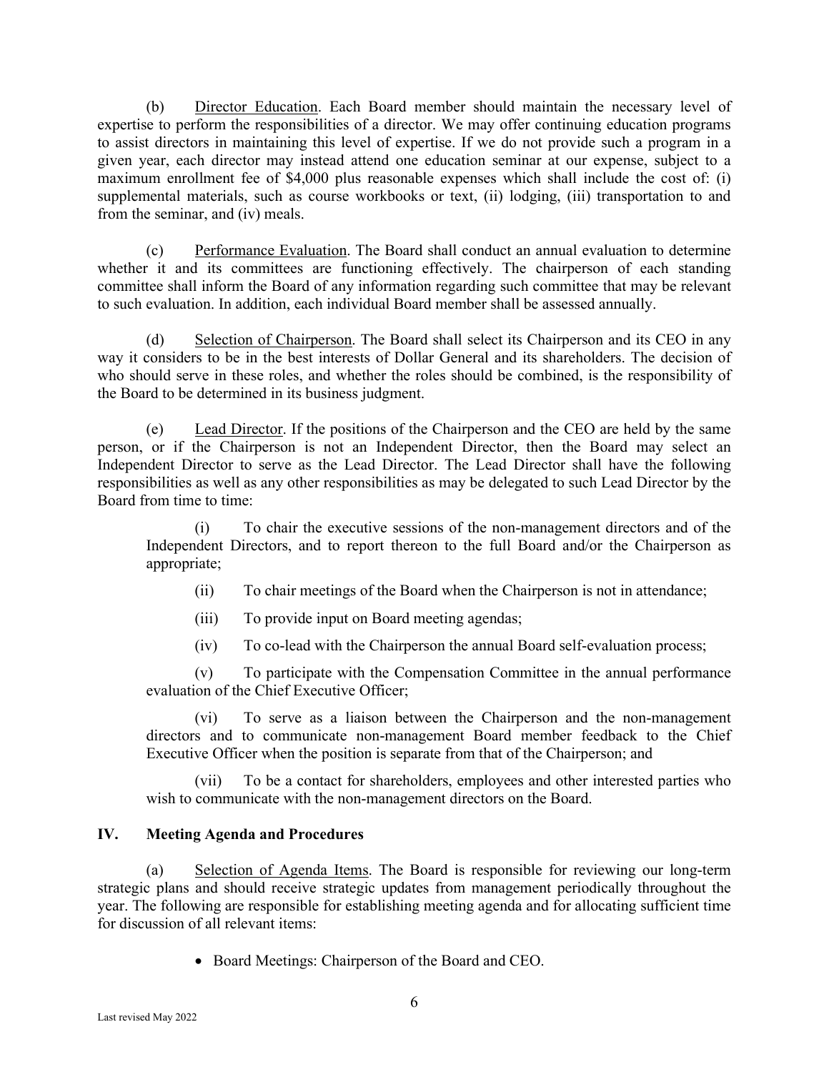(b) Director Education. Each Board member should maintain the necessary level of expertise to perform the responsibilities of a director. We may offer continuing education programs to assist directors in maintaining this level of expertise. If we do not provide such a program in a given year, each director may instead attend one education seminar at our expense, subject to a maximum enrollment fee of $4,000 plus reasonable expenses which shall include the cost of: (i) supplemental materials, such as course workbooks or text, (ii) lodging, (iii) transportation to and from the seminar, and (iv) meals.

(c) Performance Evaluation. The Board shall conduct an annual evaluation to determine whether it and its committees are functioning effectively. The chairperson of each standing committee shall inform the Board of any information regarding such committee that may be relevant to such evaluation. In addition, each individual Board member shall be assessed annually.

(d) Selection of Chairperson. The Board shall select its Chairperson and its CEO in any way it considers to be in the best interests of Dollar General and its shareholders. The decision of who should serve in these roles, and whether the roles should be combined, is the responsibility of the Board to be determined in its business judgment.

(e) Lead Director. If the positions of the Chairperson and the CEO are held by the same person, or if the Chairperson is not an Independent Director, then the Board may select an Independent Director to serve as the Lead Director. The Lead Director shall have the following responsibilities as well as any other responsibilities as may be delegated to such Lead Director by the Board from time to time:

(i) To chair the executive sessions of the non-management directors and of the Independent Directors, and to report thereon to the full Board and/or the Chairperson as appropriate;

(ii) To chair meetings of the Board when the Chairperson is not in attendance;

(iii) To provide input on Board meeting agendas;

(iv) To co-lead with the Chairperson the annual Board self-evaluation process;

(v) To participate with the Compensation Committee in the annual performance evaluation of the Chief Executive Officer;

(vi) To serve as a liaison between the Chairperson and the non-management directors and to communicate non-management Board member feedback to the Chief Executive Officer when the position is separate from that of the Chairperson; and

(vii) To be a contact for shareholders, employees and other interested parties who wish to communicate with the non-management directors on the Board.

## IV. Meeting Agenda and Procedures

(a) Selection of Agenda Items. The Board is responsible for reviewing our long-term strategic plans and should receive strategic updates from management periodically throughout the year. The following are responsible for establishing meeting agenda and for allocating sufficient time for discussion of all relevant items:

- Board Meetings: Chairperson of the Board and CEO.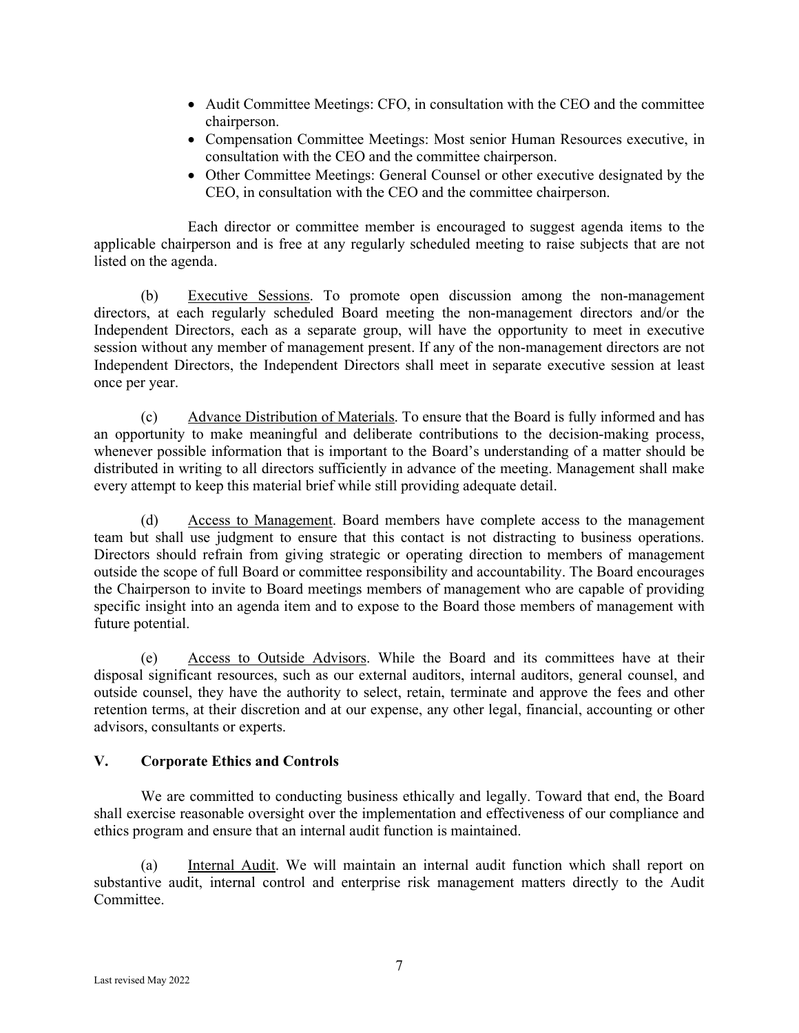- Audit Committee Meetings: CFO, in consultation with the CEO and the committee chairperson.
- Compensation Committee Meetings: Most senior Human Resources executive, in consultation with the CEO and the committee chairperson.
- Other Committee Meetings: General Counsel or other executive designated by the CEO, in consultation with the CEO and the committee chairperson.

Each director or committee member is encouraged to suggest agenda items to the applicable chairperson and is free at any regularly scheduled meeting to raise subjects that are not listed on the agenda.

(b) Executive Sessions. To promote open discussion among the non-management directors, at each regularly scheduled Board meeting the non-management directors and/or the Independent Directors, each as a separate group, will have the opportunity to meet in executive session without any member of management present. If any of the non-management directors are not Independent Directors, the Independent Directors shall meet in separate executive session at least once per year.

(c) Advance Distribution of Materials. To ensure that the Board is fully informed and has an opportunity to make meaningful and deliberate contributions to the decision-making process, whenever possible information that is important to the Board's understanding of a matter should be distributed in writing to all directors sufficiently in advance of the meeting. Management shall make every attempt to keep this material brief while still providing adequate detail.

(d) Access to Management. Board members have complete access to the management team but shall use judgment to ensure that this contact is not distracting to business operations. Directors should refrain from giving strategic or operating direction to members of management outside the scope of full Board or committee responsibility and accountability. The Board encourages the Chairperson to invite to Board meetings members of management who are capable of providing specific insight into an agenda item and to expose to the Board those members of management with future potential.

(e) Access to Outside Advisors. While the Board and its committees have at their disposal significant resources, such as our external auditors, internal auditors, general counsel, and outside counsel, they have the authority to select, retain, terminate and approve the fees and other retention terms, at their discretion and at our expense, any other legal, financial, accounting or other advisors, consultants or experts.

## V. Corporate Ethics and Controls

We are committed to conducting business ethically and legally. Toward that end, the Board shall exercise reasonable oversight over the implementation and effectiveness of our compliance and ethics program and ensure that an internal audit function is maintained.

(a) Internal Audit. We will maintain an internal audit function which shall report on substantive audit, internal control and enterprise risk management matters directly to the Audit Committee.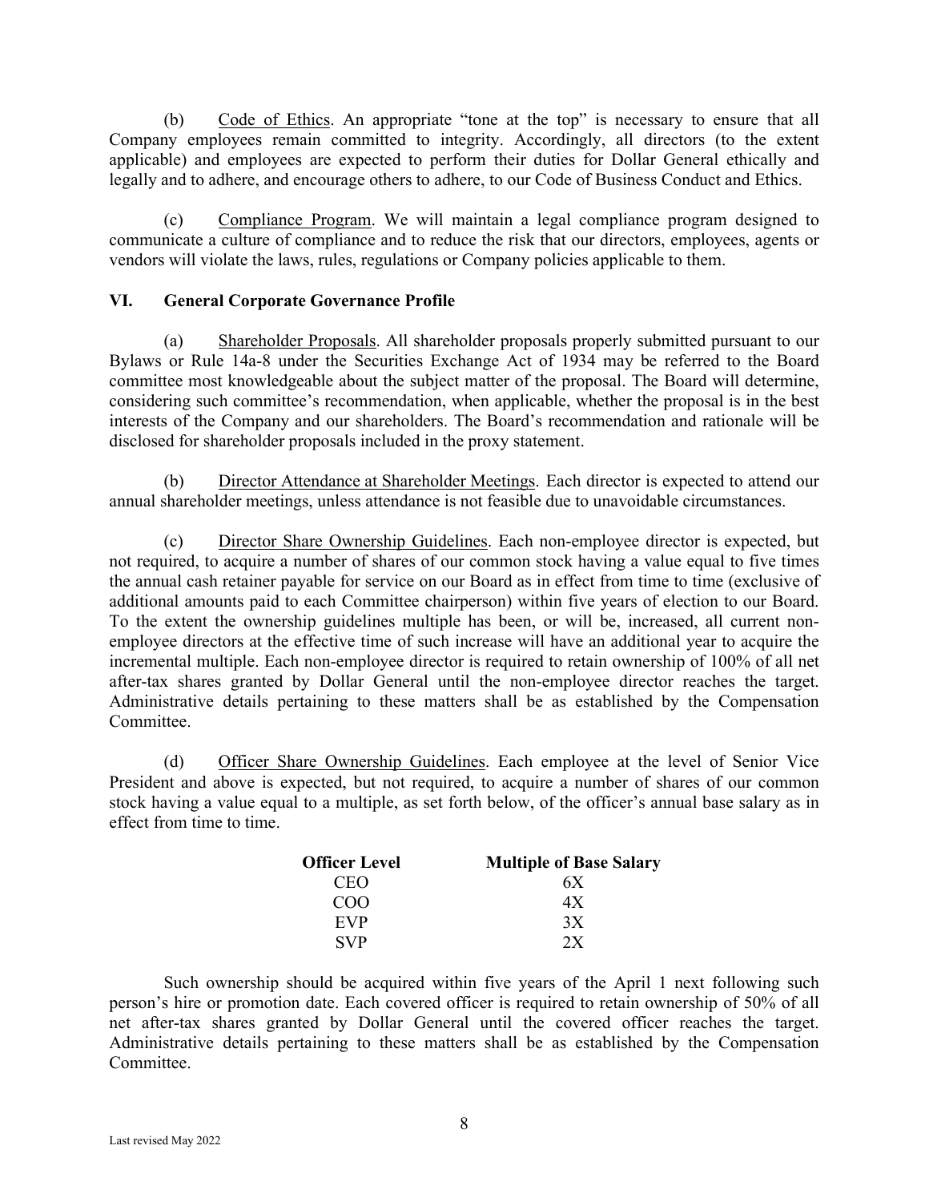(b) Code of Ethics. An appropriate "tone at the top" is necessary to ensure that all Company employees remain committed to integrity. Accordingly, all directors (to the extent applicable) and employees are expected to perform their duties for Dollar General ethically and legally and to adhere, and encourage others to adhere, to our Code of Business Conduct and Ethics.

(c) Compliance Program. We will maintain a legal compliance program designed to communicate a culture of compliance and to reduce the risk that our directors, employees, agents or vendors will violate the laws, rules, regulations or Company policies applicable to them.

## VI. General Corporate Governance Profile

(a) Shareholder Proposals. All shareholder proposals properly submitted pursuant to our Bylaws or Rule 14a-8 under the Securities Exchange Act of 1934 may be referred to the Board committee most knowledgeable about the subject matter of the proposal. The Board will determine, considering such committee's recommendation, when applicable, whether the proposal is in the best interests of the Company and our shareholders. The Board's recommendation and rationale will be disclosed for shareholder proposals included in the proxy statement.

(b) Director Attendance at Shareholder Meetings. Each director is expected to attend our annual shareholder meetings, unless attendance is not feasible due to unavoidable circumstances.

(c) Director Share Ownership Guidelines. Each non-employee director is expected, but not required, to acquire a number of shares of our common stock having a value equal to five times the annual cash retainer payable for service on our Board as in effect from time to time (exclusive of additional amounts paid to each Committee chairperson) within five years of election to our Board. To the extent the ownership guidelines multiple has been, or will be, increased, all current non-employee directors at the effective time of such increase will have an additional year to acquire the incremental multiple. Each non-employee director is required to retain ownership of 100% of all net after-tax shares granted by Dollar General until the non-employee director reaches the target. Administrative details pertaining to these matters shall be as established by the Compensation Committee.

(d) Officer Share Ownership Guidelines. Each employee at the level of Senior Vice President and above is expected, but not required, to acquire a number of shares of our common stock having a value equal to a multiple, as set forth below, of the officer's annual base salary as in effect from time to time.

| Officer Level | Multiple of Base Salary |
|---|---|
| CEO | 6X |
| COO | 4X |
| EVP | 3X |
| SVP | 2X |

Such ownership should be acquired within five years of the April 1 next following such person's hire or promotion date. Each covered officer is required to retain ownership of 50% of all net after-tax shares granted by Dollar General until the covered officer reaches the target. Administrative details pertaining to these matters shall be as established by the Compensation Committee.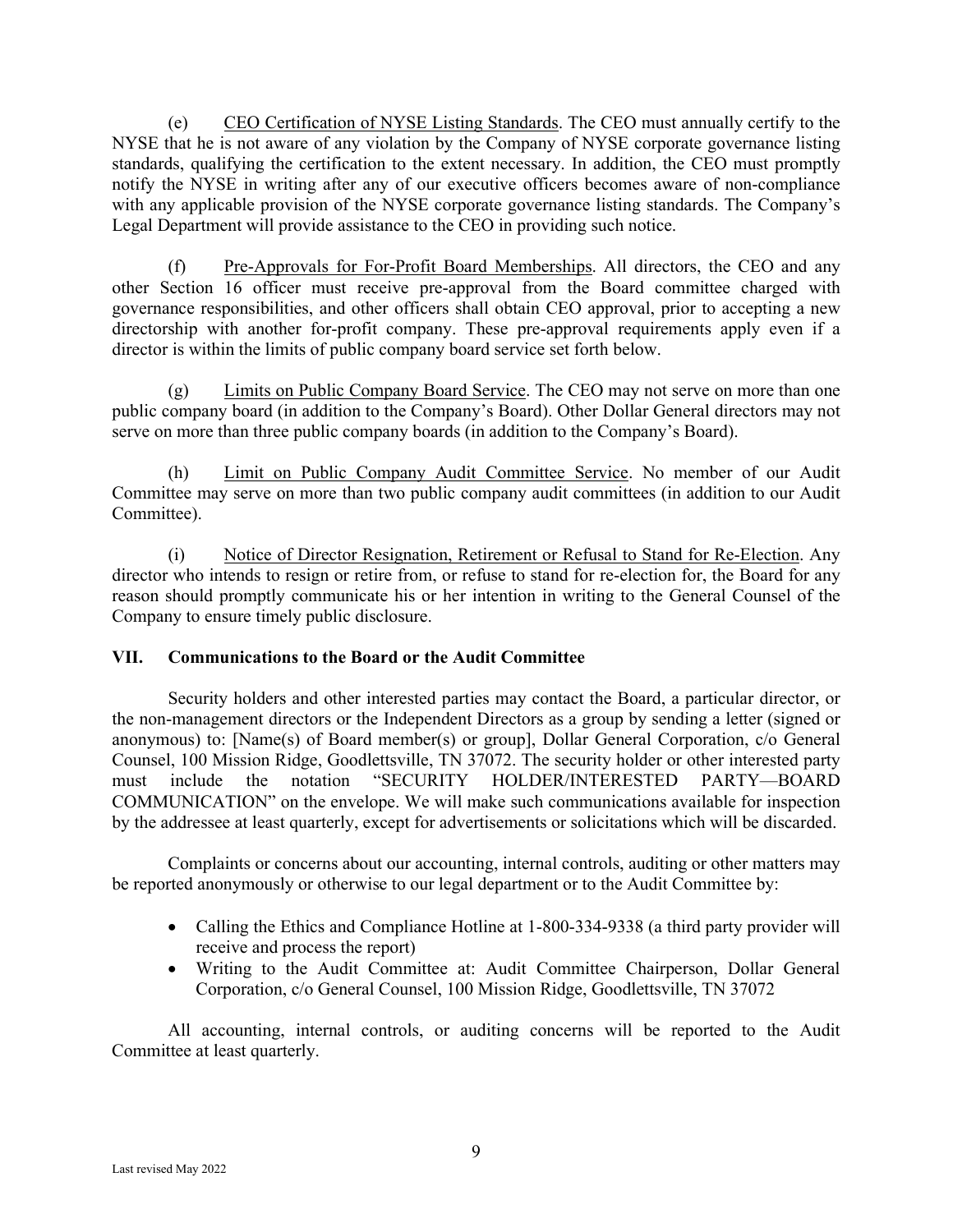(e) CEO Certification of NYSE Listing Standards. The CEO must annually certify to the NYSE that he is not aware of any violation by the Company of NYSE corporate governance listing standards, qualifying the certification to the extent necessary. In addition, the CEO must promptly notify the NYSE in writing after any of our executive officers becomes aware of non-compliance with any applicable provision of the NYSE corporate governance listing standards. The Company's Legal Department will provide assistance to the CEO in providing such notice.

(f) Pre-Approvals for For-Profit Board Memberships. All directors, the CEO and any other Section 16 officer must receive pre-approval from the Board committee charged with governance responsibilities, and other officers shall obtain CEO approval, prior to accepting a new directorship with another for-profit company. These pre-approval requirements apply even if a director is within the limits of public company board service set forth below.

(g) Limits on Public Company Board Service. The CEO may not serve on more than one public company board (in addition to the Company's Board). Other Dollar General directors may not serve on more than three public company boards (in addition to the Company's Board).

(h) Limit on Public Company Audit Committee Service. No member of our Audit Committee may serve on more than two public company audit committees (in addition to our Audit Committee).

(i) Notice of Director Resignation, Retirement or Refusal to Stand for Re-Election. Any director who intends to resign or retire from, or refuse to stand for re-election for, the Board for any reason should promptly communicate his or her intention in writing to the General Counsel of the Company to ensure timely public disclosure.

## VII. Communications to the Board or the Audit Committee

Security holders and other interested parties may contact the Board, a particular director, or the non-management directors or the Independent Directors as a group by sending a letter (signed or anonymous) to: [Name(s) of Board member(s) or group], Dollar General Corporation, c/o General Counsel, 100 Mission Ridge, Goodlettsville, TN 37072. The security holder or other interested party must include the notation "SECURITY HOLDER/INTERESTED PARTY—BOARD COMMUNICATION" on the envelope. We will make such communications available for inspection by the addressee at least quarterly, except for advertisements or solicitations which will be discarded.

Complaints or concerns about our accounting, internal controls, auditing or other matters may be reported anonymously or otherwise to our legal department or to the Audit Committee by:

- Calling the Ethics and Compliance Hotline at 1-800-334-9338 (a third party provider will receive and process the report)
- Writing to the Audit Committee at: Audit Committee Chairperson, Dollar General Corporation, c/o General Counsel, 100 Mission Ridge, Goodlettsville, TN 37072

All accounting, internal controls, or auditing concerns will be reported to the Audit Committee at least quarterly.

Last revised May 2022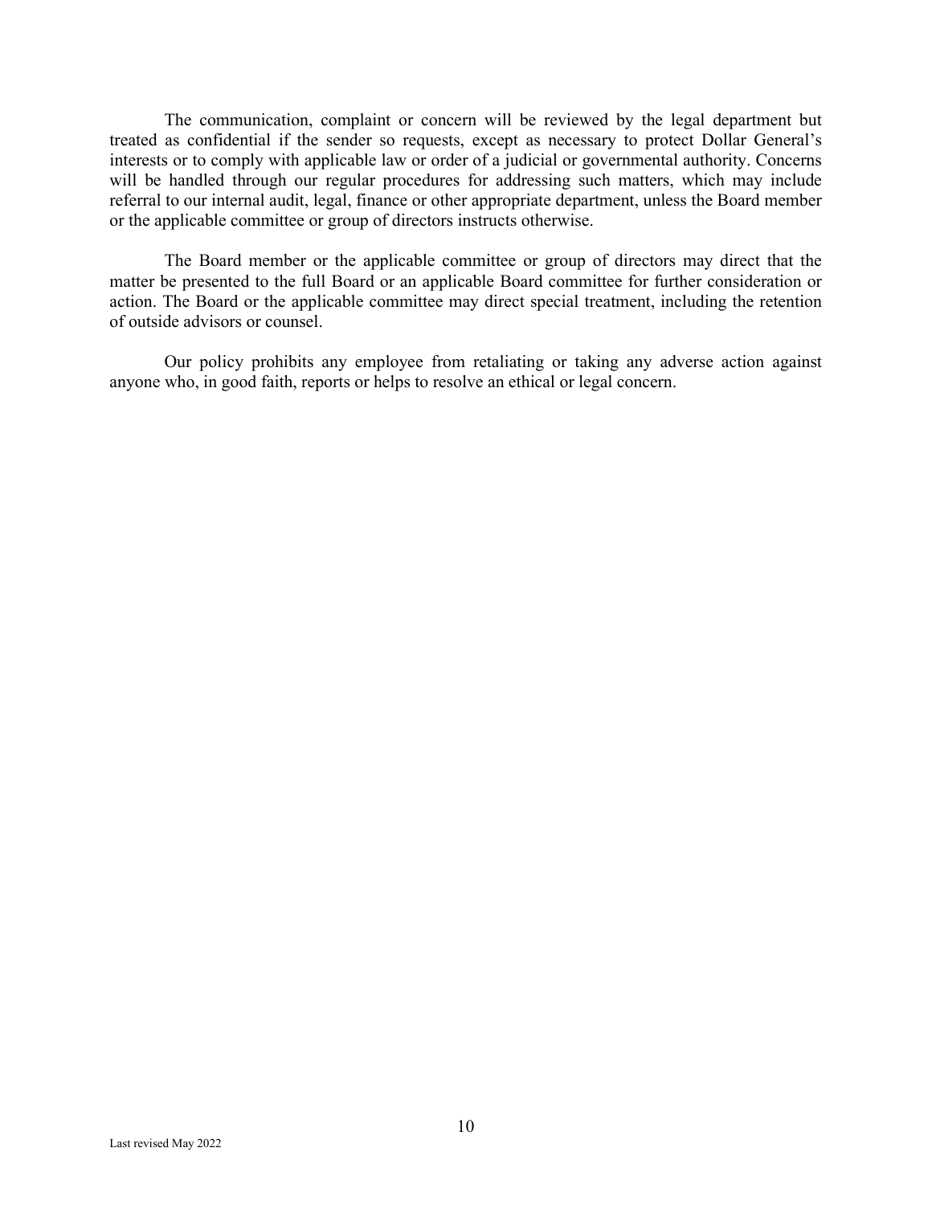The communication, complaint or concern will be reviewed by the legal department but treated as confidential if the sender so requests, except as necessary to protect Dollar General's interests or to comply with applicable law or order of a judicial or governmental authority. Concerns will be handled through our regular procedures for addressing such matters, which may include referral to our internal audit, legal, finance or other appropriate department, unless the Board member or the applicable committee or group of directors instructs otherwise.

The Board member or the applicable committee or group of directors may direct that the matter be presented to the full Board or an applicable Board committee for further consideration or action. The Board or the applicable committee may direct special treatment, including the retention of outside advisors or counsel.

Our policy prohibits any employee from retaliating or taking any adverse action against anyone who, in good faith, reports or helps to resolve an ethical or legal concern.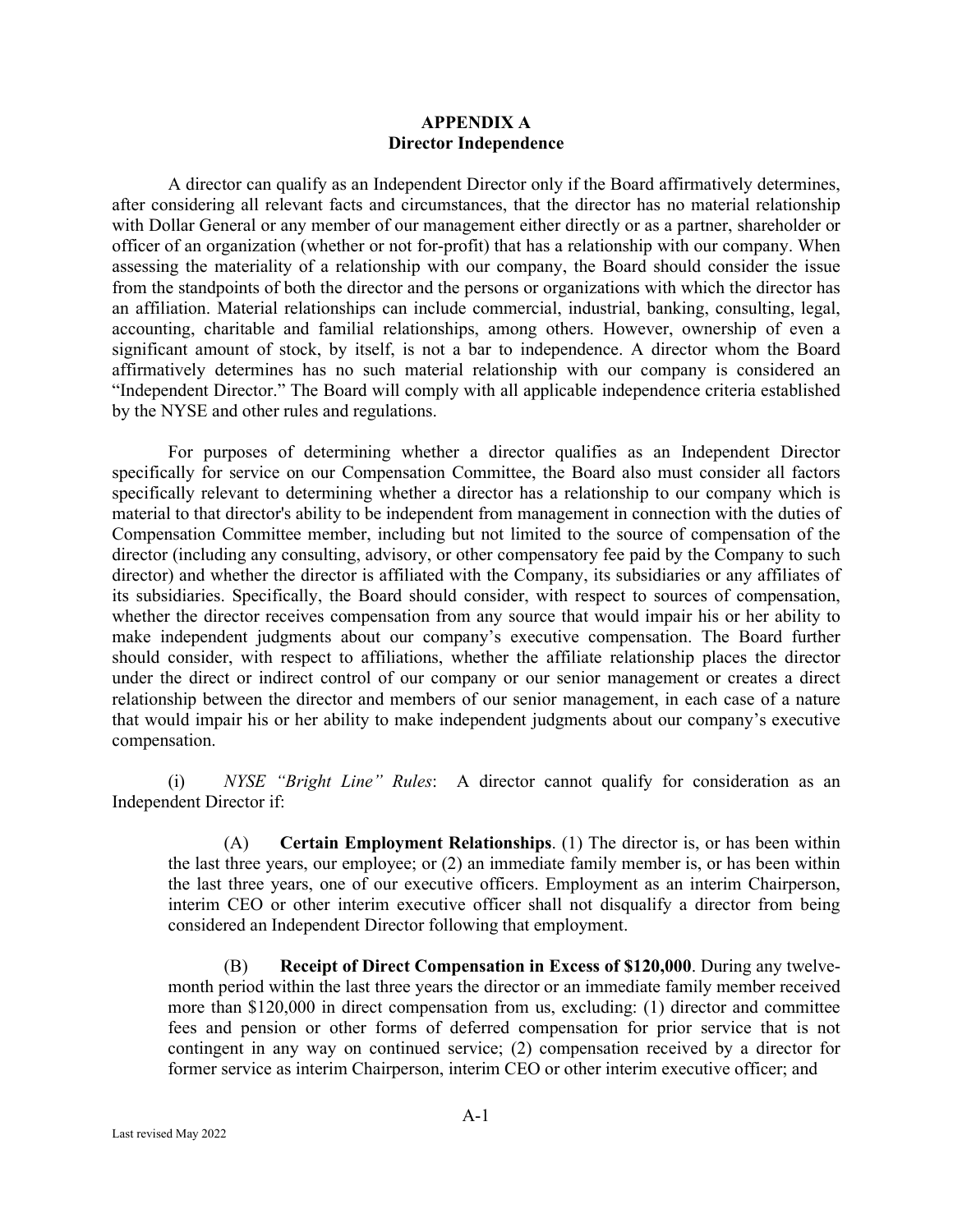## APPENDIX A
## Director Independence

A director can qualify as an Independent Director only if the Board affirmatively determines, after considering all relevant facts and circumstances, that the director has no material relationship with Dollar General or any member of our management either directly or as a partner, shareholder or officer of an organization (whether or not for-profit) that has a relationship with our company. When assessing the materiality of a relationship with our company, the Board should consider the issue from the standpoints of both the director and the persons or organizations with which the director has an affiliation. Material relationships can include commercial, industrial, banking, consulting, legal, accounting, charitable and familial relationships, among others. However, ownership of even a significant amount of stock, by itself, is not a bar to independence. A director whom the Board affirmatively determines has no such material relationship with our company is considered an "Independent Director." The Board will comply with all applicable independence criteria established by the NYSE and other rules and regulations.

For purposes of determining whether a director qualifies as an Independent Director specifically for service on our Compensation Committee, the Board also must consider all factors specifically relevant to determining whether a director has a relationship to our company which is material to that director's ability to be independent from management in connection with the duties of Compensation Committee member, including but not limited to the source of compensation of the director (including any consulting, advisory, or other compensatory fee paid by the Company to such director) and whether the director is affiliated with the Company, its subsidiaries or any affiliates of its subsidiaries. Specifically, the Board should consider, with respect to sources of compensation, whether the director receives compensation from any source that would impair his or her ability to make independent judgments about our company's executive compensation. The Board further should consider, with respect to affiliations, whether the affiliate relationship places the director under the direct or indirect control of our company or our senior management or creates a direct relationship between the director and members of our senior management, in each case of a nature that would impair his or her ability to make independent judgments about our company's executive compensation.

(i) *NYSE "Bright Line" Rules*: A director cannot qualify for consideration as an Independent Director if:

> (A) **Certain Employment Relationships**. (1) The director is, or has been within the last three years, our employee; or (2) an immediate family member is, or has been within the last three years, one of our executive officers. Employment as an interim Chairperson, interim CEO or other interim executive officer shall not disqualify a director from being considered an Independent Director following that employment.
>
> (B) **Receipt of Direct Compensation in Excess of $120,000**. During any twelve-month period within the last three years the director or an immediate family member received more than $120,000 in direct compensation from us, excluding: (1) director and committee fees and pension or other forms of deferred compensation for prior service that is not contingent in any way on continued service; (2) compensation received by a director for former service as interim Chairperson, interim CEO or other interim executive officer; and

Last revised May 2022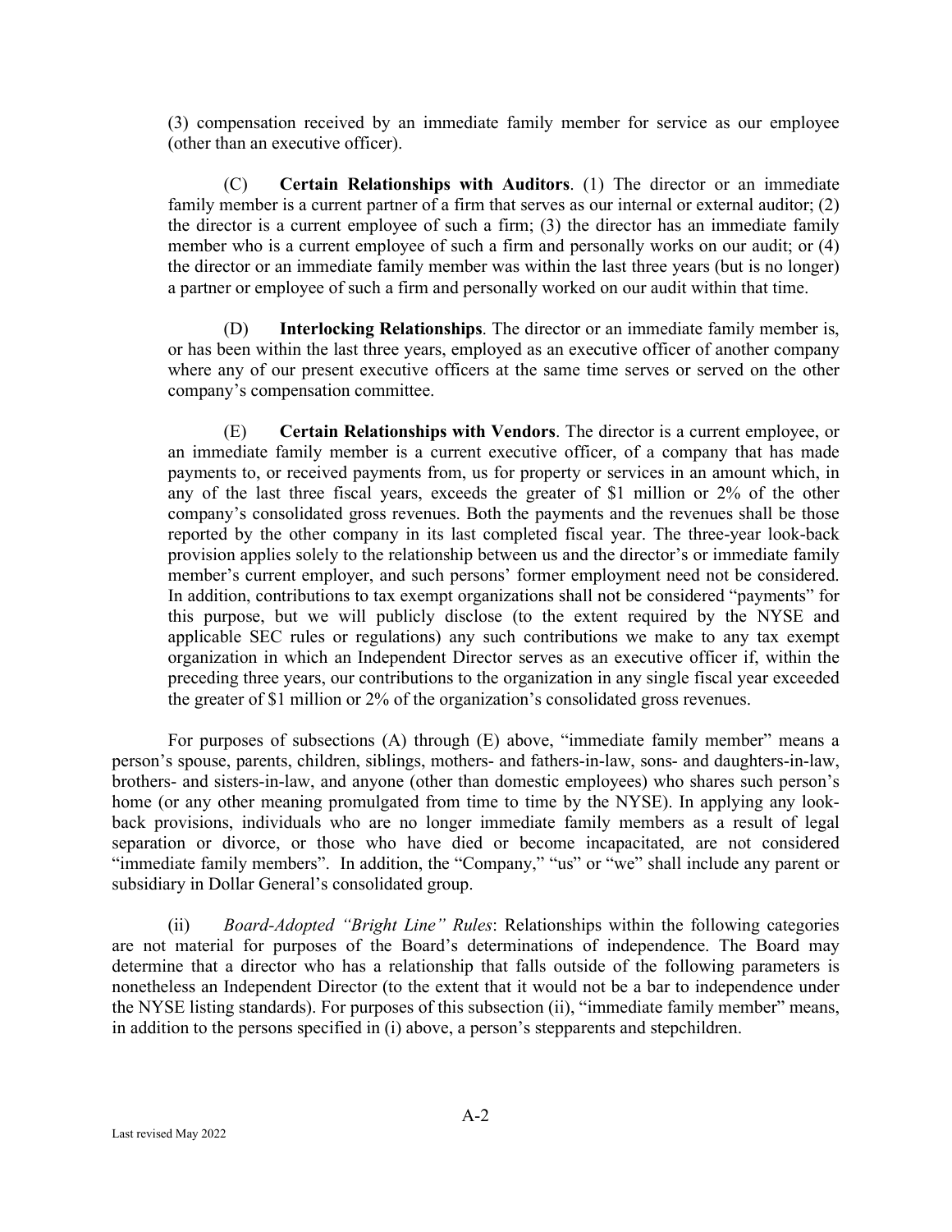(3) compensation received by an immediate family member for service as our employee (other than an executive officer).

(C) **Certain Relationships with Auditors**. (1) The director or an immediate family member is a current partner of a firm that serves as our internal or external auditor; (2) the director is a current employee of such a firm; (3) the director has an immediate family member who is a current employee of such a firm and personally works on our audit; or (4) the director or an immediate family member was within the last three years (but is no longer) a partner or employee of such a firm and personally worked on our audit within that time.

(D) **Interlocking Relationships**. The director or an immediate family member is, or has been within the last three years, employed as an executive officer of another company where any of our present executive officers at the same time serves or served on the other company's compensation committee.

(E) **Certain Relationships with Vendors**. The director is a current employee, or an immediate family member is a current executive officer, of a company that has made payments to, or received payments from, us for property or services in an amount which, in any of the last three fiscal years, exceeds the greater of $1 million or 2% of the other company's consolidated gross revenues. Both the payments and the revenues shall be those reported by the other company in its last completed fiscal year. The three-year look-back provision applies solely to the relationship between us and the director's or immediate family member's current employer, and such persons' former employment need not be considered. In addition, contributions to tax exempt organizations shall not be considered "payments" for this purpose, but we will publicly disclose (to the extent required by the NYSE and applicable SEC rules or regulations) any such contributions we make to any tax exempt organization in which an Independent Director serves as an executive officer if, within the preceding three years, our contributions to the organization in any single fiscal year exceeded the greater of $1 million or 2% of the organization's consolidated gross revenues.

For purposes of subsections (A) through (E) above, "immediate family member" means a person's spouse, parents, children, siblings, mothers- and fathers-in-law, sons- and daughters-in-law, brothers- and sisters-in-law, and anyone (other than domestic employees) who shares such person's home (or any other meaning promulgated from time to time by the NYSE). In applying any look-back provisions, individuals who are no longer immediate family members as a result of legal separation or divorce, or those who have died or become incapacitated, are not considered "immediate family members". In addition, the "Company," "us" or "we" shall include any parent or subsidiary in Dollar General's consolidated group.

(ii) *Board-Adopted "Bright Line" Rules*: Relationships within the following categories are not material for purposes of the Board's determinations of independence. The Board may determine that a director who has a relationship that falls outside of the following parameters is nonetheless an Independent Director (to the extent that it would not be a bar to independence under the NYSE listing standards). For purposes of this subsection (ii), "immediate family member" means, in addition to the persons specified in (i) above, a person's stepparents and stepchildren.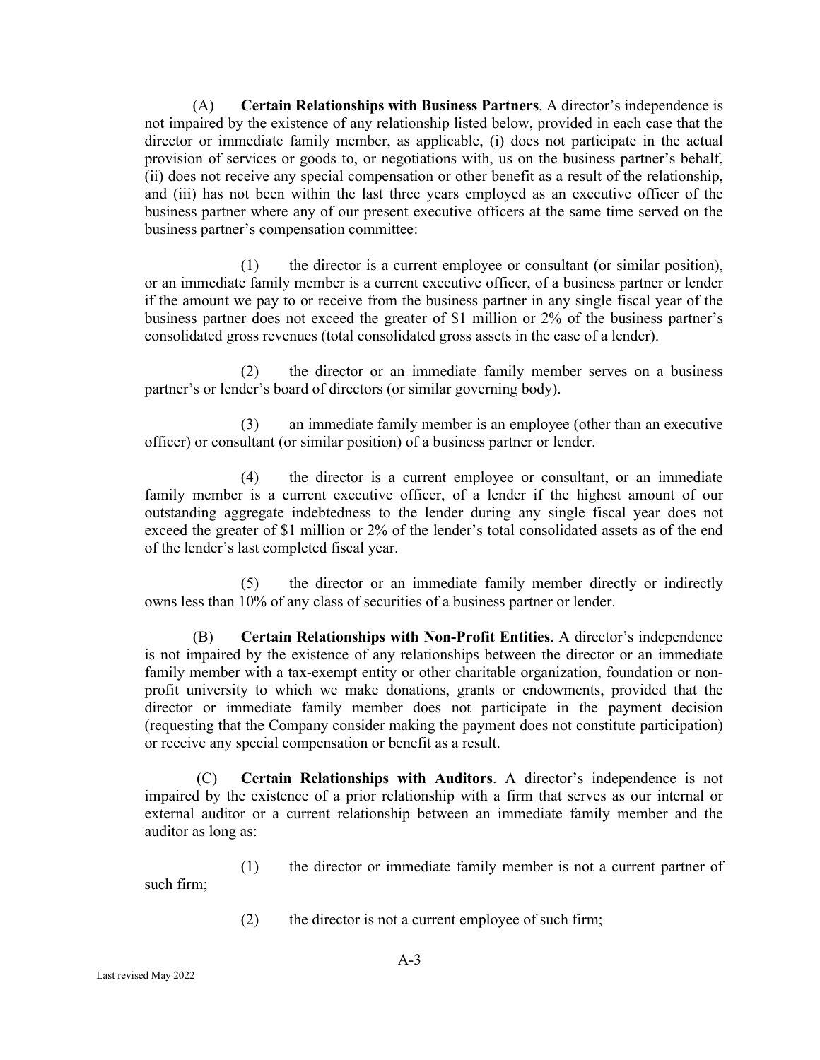(A) **Certain Relationships with Business Partners**. A director's independence is not impaired by the existence of any relationship listed below, provided in each case that the director or immediate family member, as applicable, (i) does not participate in the actual provision of services or goods to, or negotiations with, us on the business partner's behalf, (ii) does not receive any special compensation or other benefit as a result of the relationship, and (iii) has not been within the last three years employed as an executive officer of the business partner where any of our present executive officers at the same time served on the business partner's compensation committee:

(1) the director is a current employee or consultant (or similar position), or an immediate family member is a current executive officer, of a business partner or lender if the amount we pay to or receive from the business partner in any single fiscal year of the business partner does not exceed the greater of $1 million or 2% of the business partner's consolidated gross revenues (total consolidated gross assets in the case of a lender).

(2) the director or an immediate family member serves on a business partner's or lender's board of directors (or similar governing body).

(3) an immediate family member is an employee (other than an executive officer) or consultant (or similar position) of a business partner or lender.

(4) the director is a current employee or consultant, or an immediate family member is a current executive officer, of a lender if the highest amount of our outstanding aggregate indebtedness to the lender during any single fiscal year does not exceed the greater of $1 million or 2% of the lender's total consolidated assets as of the end of the lender's last completed fiscal year.

(5) the director or an immediate family member directly or indirectly owns less than 10% of any class of securities of a business partner or lender.

(B) **Certain Relationships with Non-Profit Entities**. A director's independence is not impaired by the existence of any relationships between the director or an immediate family member with a tax-exempt entity or other charitable organization, foundation or non-profit university to which we make donations, grants or endowments, provided that the director or immediate family member does not participate in the payment decision (requesting that the Company consider making the payment does not constitute participation) or receive any special compensation or benefit as a result.

(C) **Certain Relationships with Auditors**. A director's independence is not impaired by the existence of a prior relationship with a firm that serves as our internal or external auditor or a current relationship between an immediate family member and the auditor as long as:

(1) the director or immediate family member is not a current partner of such firm;

(2) the director is not a current employee of such firm;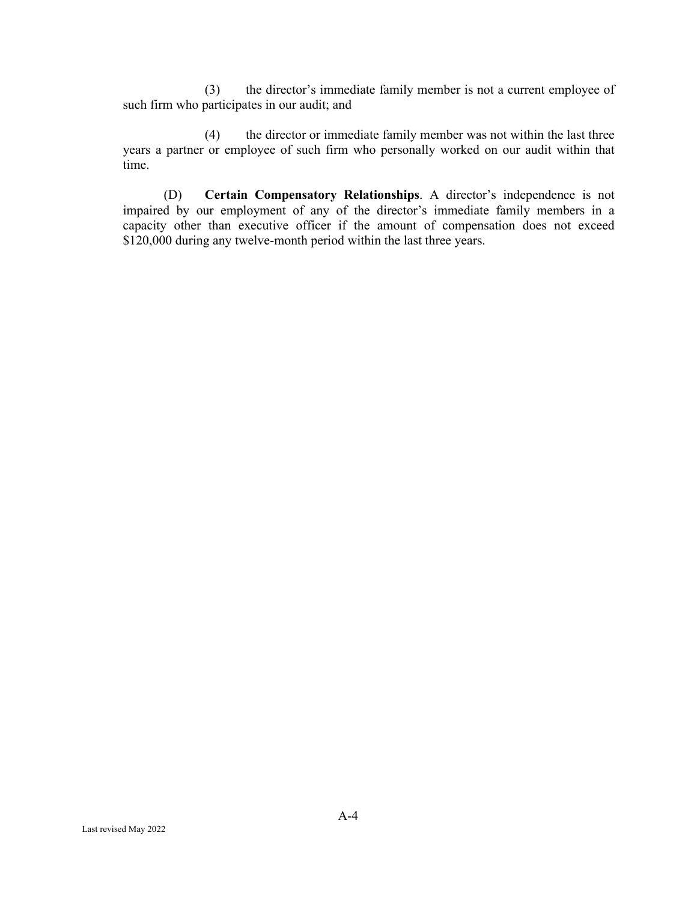(3) the director's immediate family member is not a current employee of such firm who participates in our audit; and

(4) the director or immediate family member was not within the last three years a partner or employee of such firm who personally worked on our audit within that time.

(D) **Certain Compensatory Relationships**. A director's independence is not impaired by our employment of any of the director's immediate family members in a capacity other than executive officer if the amount of compensation does not exceed $120,000 during any twelve-month period within the last three years.